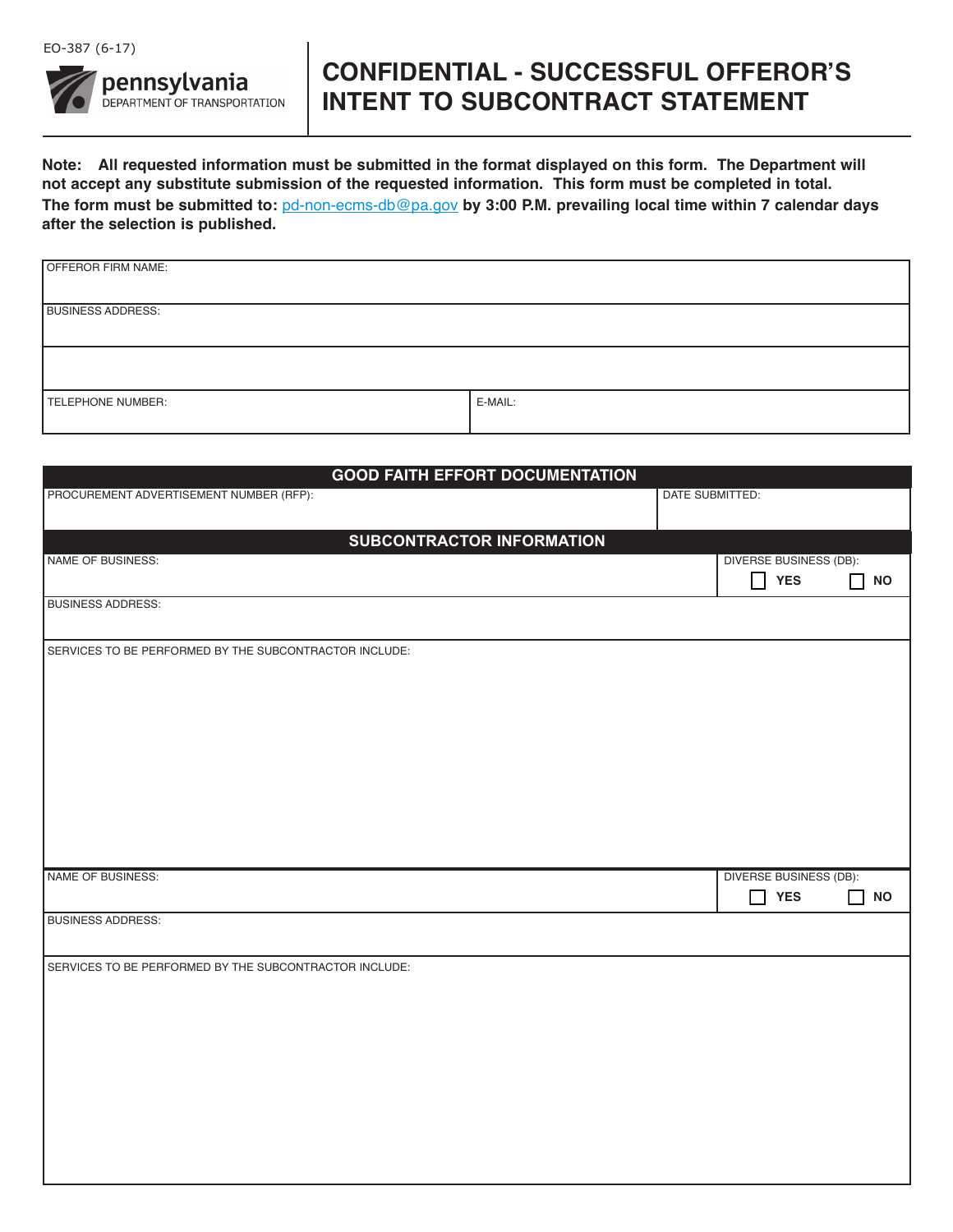EO-387 (6-17)

pennsylvania
DEPARTMENT OF TRANSPORTATION

# CONFIDENTIAL - SUCCESSFUL OFFEROR'S INTENT TO SUBCONTRACT STATEMENT

**Note: All requested information must be submitted in the format displayed on this form. The Department will not accept any substitute submission of the requested information. This form must be completed in total.**
**The form must be submitted to:** pd-non-ecms-db@pa.gov **by 3:00 P.M. prevailing local time within 7 calendar days after the selection is published.**

| OFFEROR FIRM NAME: | |
|---|---|
| BUSINESS ADDRESS: | |
| | |
| TELEPHONE NUMBER: | E-MAIL: |

## GOOD FAITH EFFORT DOCUMENTATION

| PROCUREMENT ADVERTISEMENT NUMBER (RFP): | DATE SUBMITTED: |
|---|---|

## SUBCONTRACTOR INFORMATION

| NAME OF BUSINESS: | DIVERSE BUSINESS (DB): ☐ YES ☐ NO |
|---|---|
| BUSINESS ADDRESS: | |
| SERVICES TO BE PERFORMED BY THE SUBCONTRACTOR INCLUDE: | |

| NAME OF BUSINESS: | DIVERSE BUSINESS (DB): ☐ YES ☐ NO |
|---|---|
| BUSINESS ADDRESS: | |
| SERVICES TO BE PERFORMED BY THE SUBCONTRACTOR INCLUDE: | |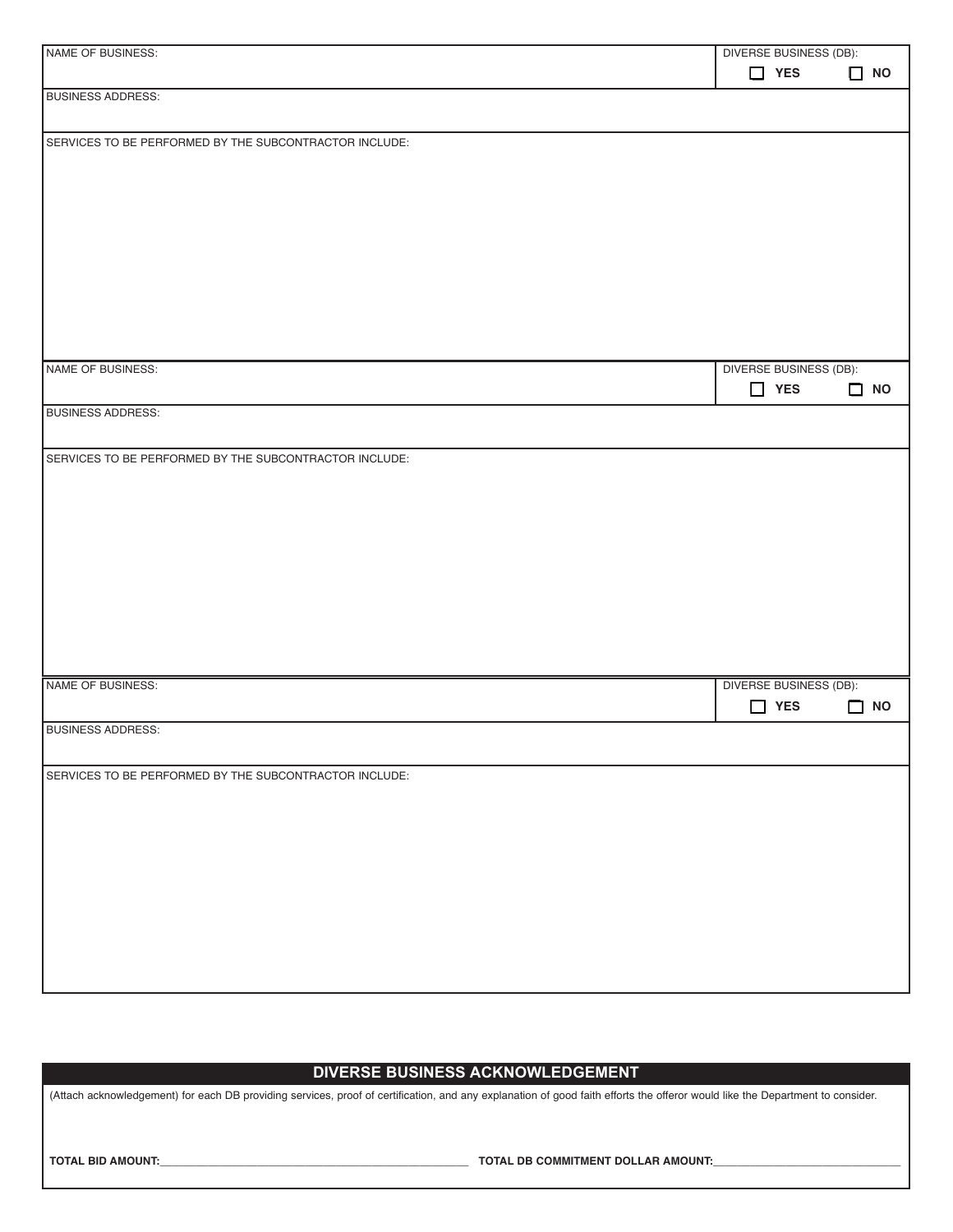| NAME OF BUSINESS: | DIVERSE BUSINESS (DB): ☐ YES ☐ NO |
|---|---|
| BUSINESS ADDRESS: | |
| SERVICES TO BE PERFORMED BY THE SUBCONTRACTOR INCLUDE: | |

| NAME OF BUSINESS: | DIVERSE BUSINESS (DB): ☐ YES ☐ NO |
|---|---|
| BUSINESS ADDRESS: | |
| SERVICES TO BE PERFORMED BY THE SUBCONTRACTOR INCLUDE: | |

| NAME OF BUSINESS: | DIVERSE BUSINESS (DB): ☐ YES ☐ NO |
|---|---|
| BUSINESS ADDRESS: | |
| SERVICES TO BE PERFORMED BY THE SUBCONTRACTOR INCLUDE: | |

## DIVERSE BUSINESS ACKNOWLEDGEMENT

(Attach acknowledgement) for each DB providing services, proof of certification, and any explanation of good faith efforts the offeror would like the Department to consider.

**TOTAL BID AMOUNT:**\_\_\_\_\_\_\_\_\_\_\_\_\_\_\_\_\_\_\_\_\_\_\_\_\_\_\_\_\_\_\_\_ **TOTAL DB COMMITMENT DOLLAR AMOUNT:**\_\_\_\_\_\_\_\_\_\_\_\_\_\_\_\_\_\_\_\_\_\_\_\_